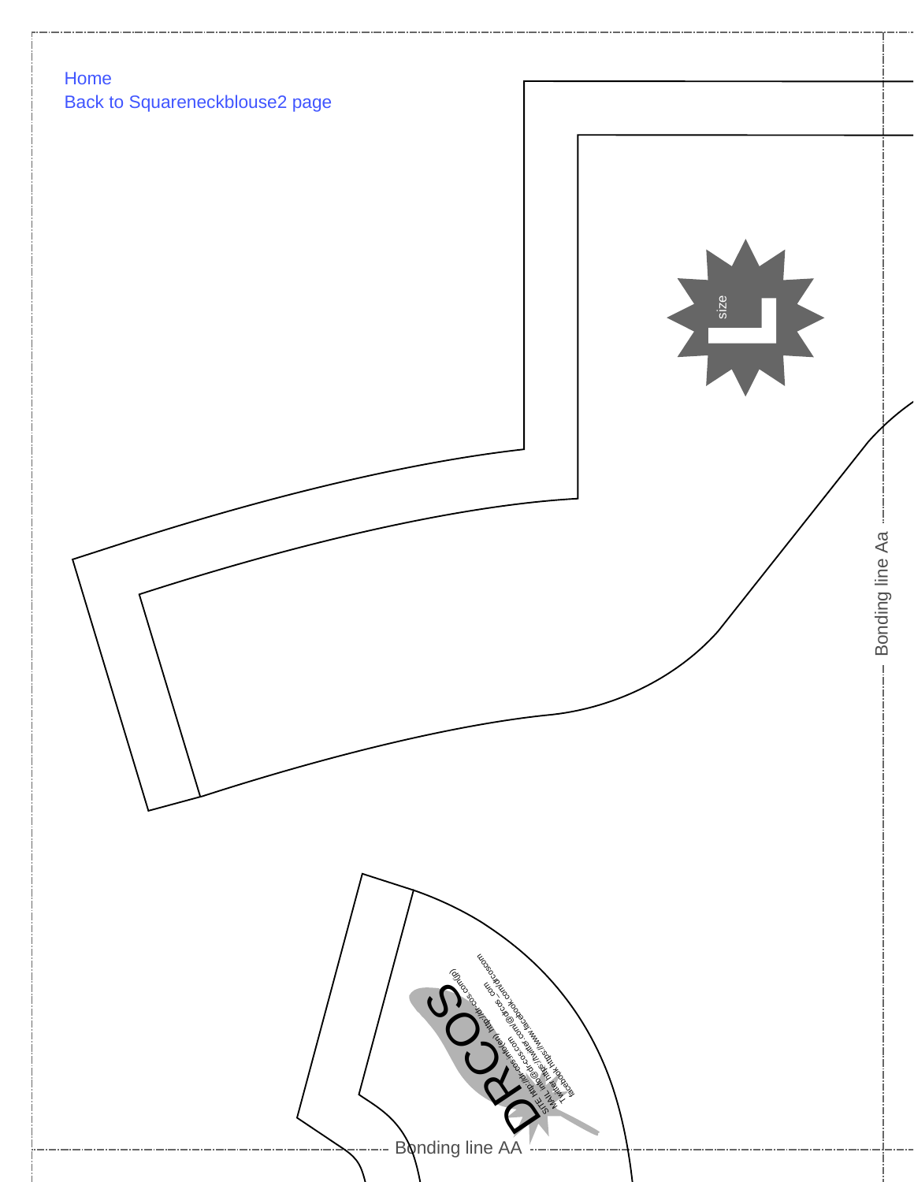Home
Back to Squareneckblouse2 page

size L

Bonding line Aa

DRCOS

SITE http://dr-cos.com(jp)  http://dr-cos.info(en)
MAIL info@dr-cos.com
Twitter https://twitter.com/@drcos_com
facebook https://www.facebook.com/drcoscom

Bonding line AA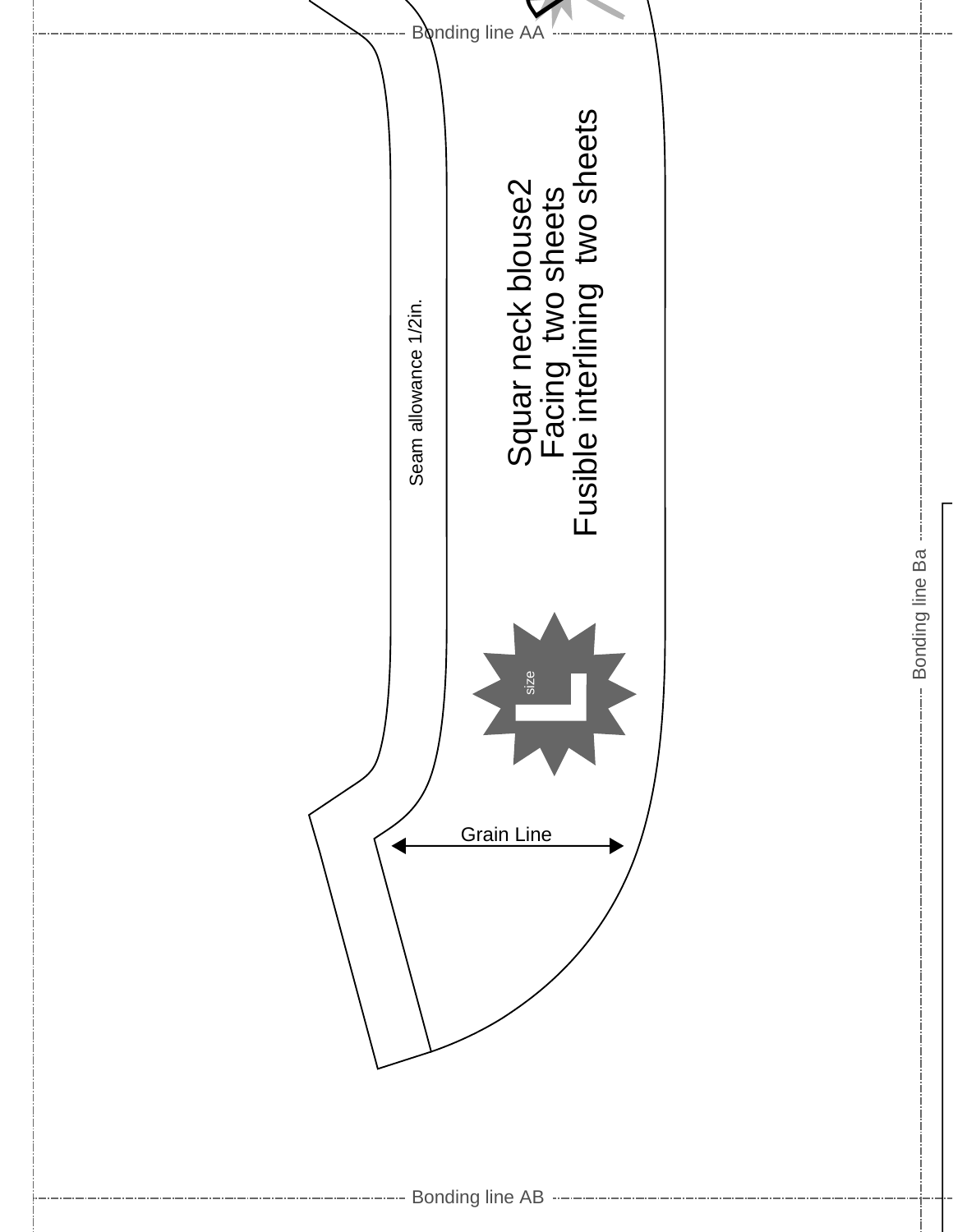Bonding line AA

Seam allowance 1/2in.

Squar neck blouse2
Facing two sheets
Fusible interlining two sheets

size L

Grain Line

Bonding line Ba

Bonding line AB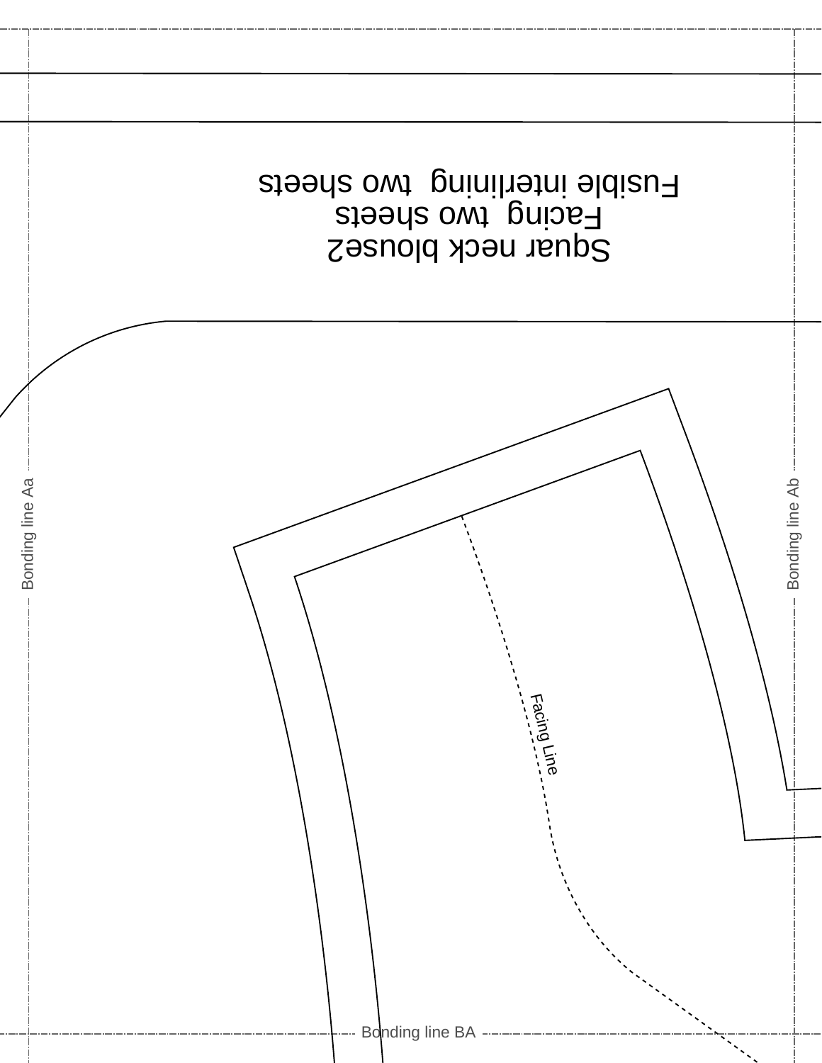Squar neck blouse2

Facing two sheets

Fusible interlining two sheets

Bonding line Aa

Bonding line Ab

Facing Line

Bonding line BA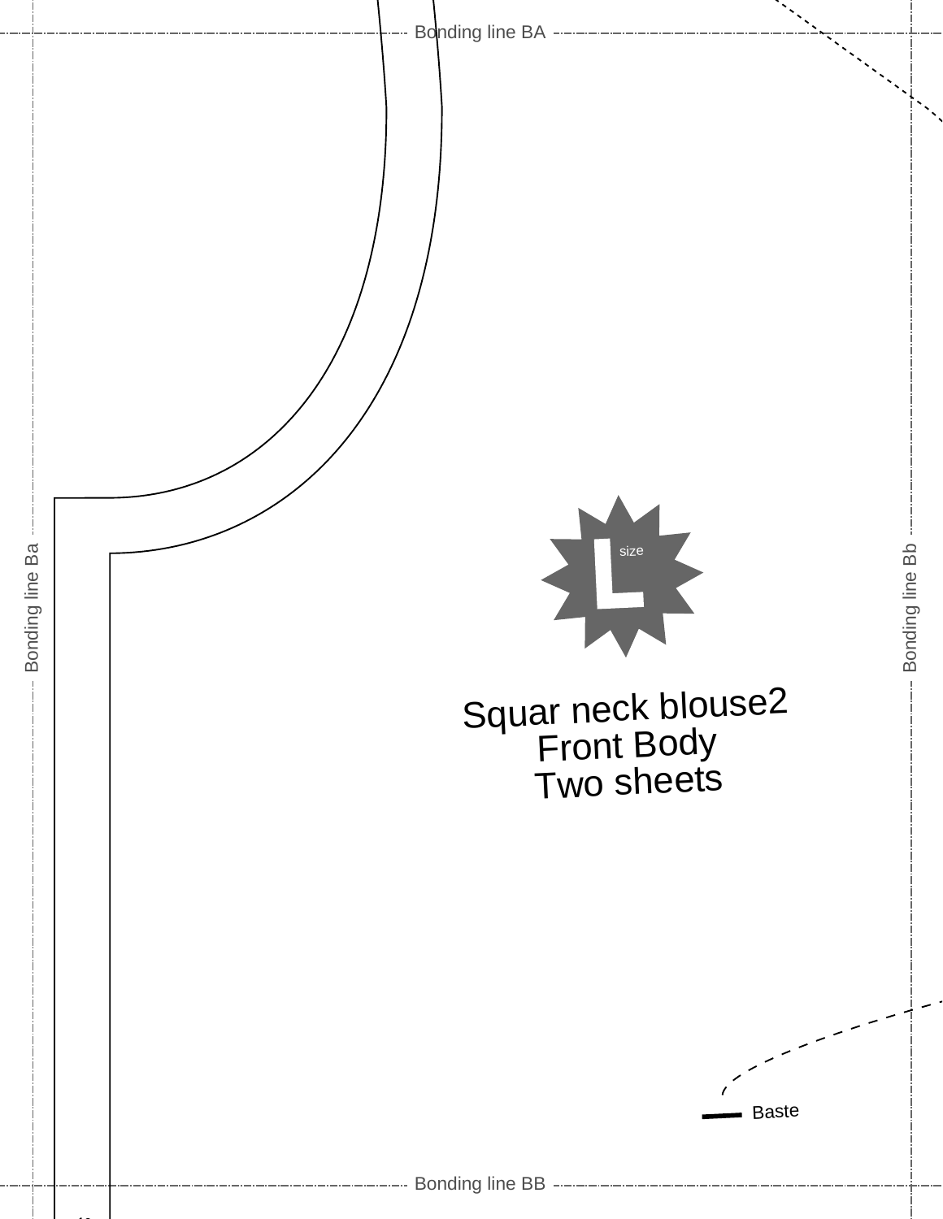Bonding line BA

Bonding line Ba

Bonding line Bb

L size

Squar neck blouse2
Front Body
Two sheets

Baste

Bonding line BB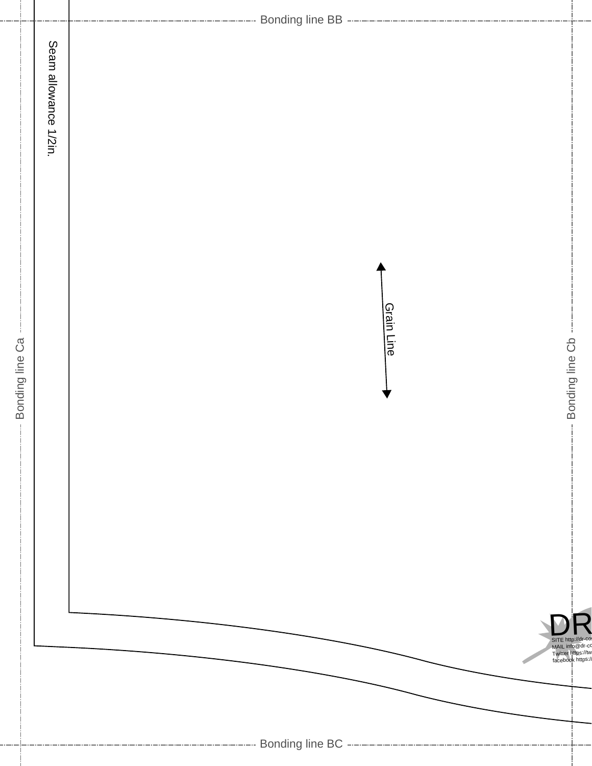Bonding line BB

Seam allowance 1/2in.

Grain Line

Bonding line Ca

Bonding line Cb

DR

SITE http://dr-co

MAIL info@dr-co

Twitter https://tw

facebook https://

Bonding line BC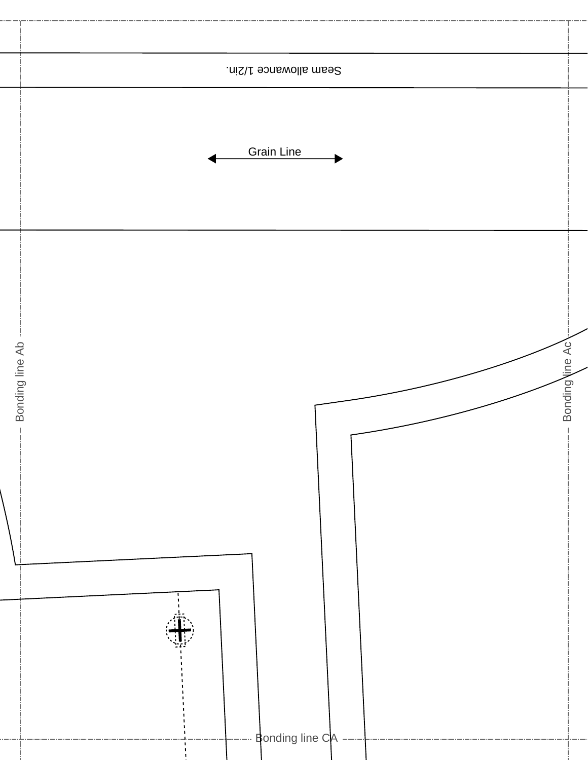Seam allowance 1/2in.

Grain Line

Bonding line Ab

Bonding line Ac

Bonding line CA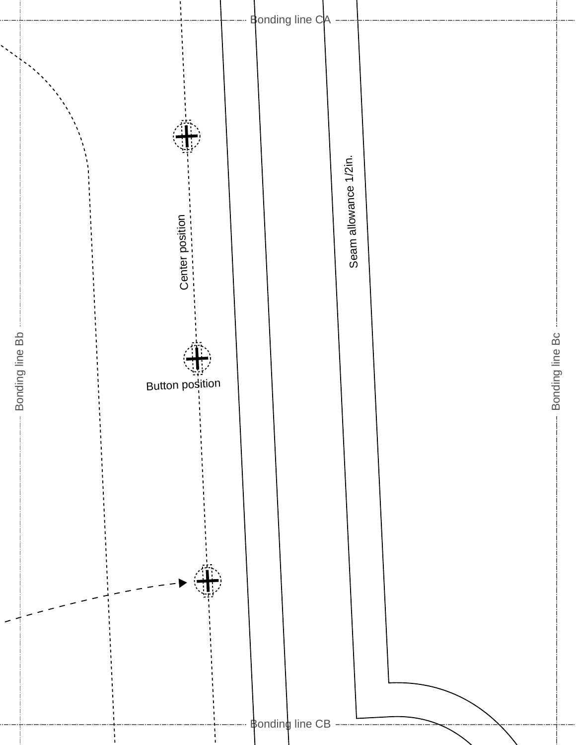Bonding line CA

Bonding line Bb

Bonding line Bc

Center position

Button position

Seam allowance 1/2in.

Bonding line CB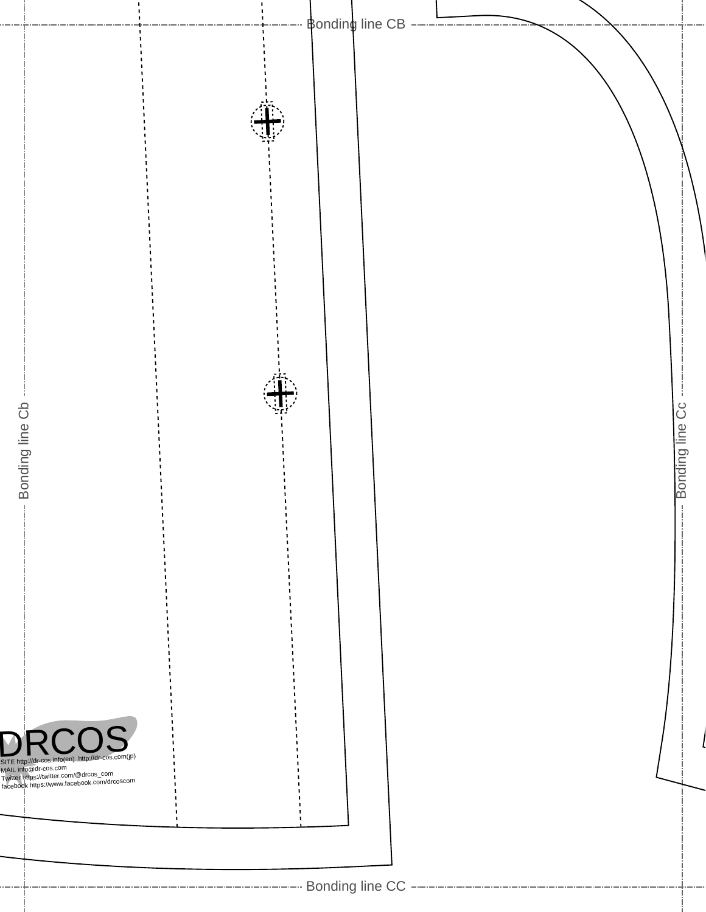Bonding line CB

Bonding line Cb

Bonding line Cc

DRCOS

SITE http://dr-cos.info(en) http://dr-cos.com(jp)
MAIL info@dr-cos.com
Twitter https://twitter.com/@drcos_com
facebook https://www.facebook.com/drcoscom

Bonding line CC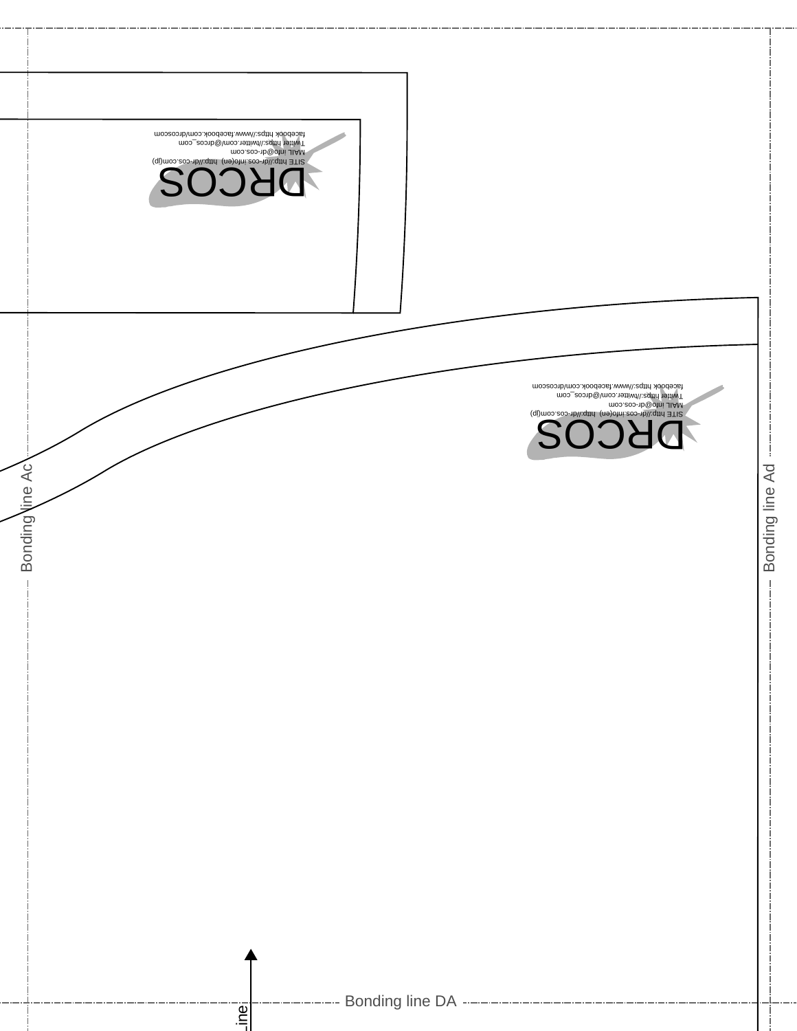DRCOS

SITE http://dr-cos.info(en) http://dr-cos.com(jp)
MAIL info@dr-cos.com
Twitter https://twitter.com/@drcos_com
facebook https://www.facebook.com/drcoscom

DRCOS

SITE http://dr-cos.info(en) http://dr-cos.com(jp)
MAIL info@dr-cos.com
Twitter https://twitter.com/@drcos_com
facebook https://www.facebook.com/drcoscom

Bonding line Ac

Bonding line Ad

Bonding line DA

Line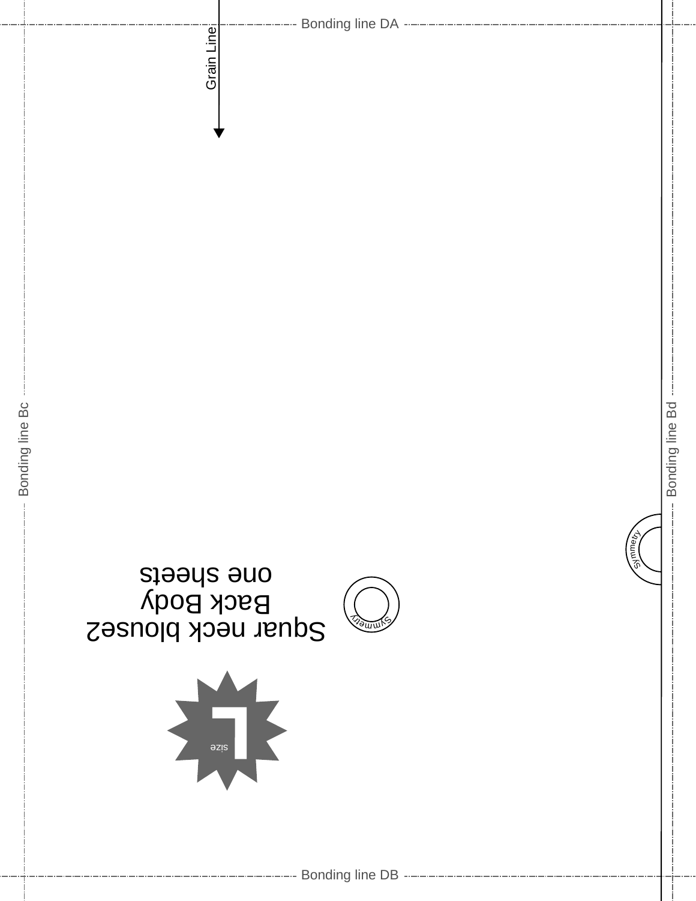Bonding line DA

Grain Line

Bonding line Bc

Bonding line Bd

Symmetry

Squar neck blouse2
Back Body
one sheets

Symmetry

L
size

Bonding line DB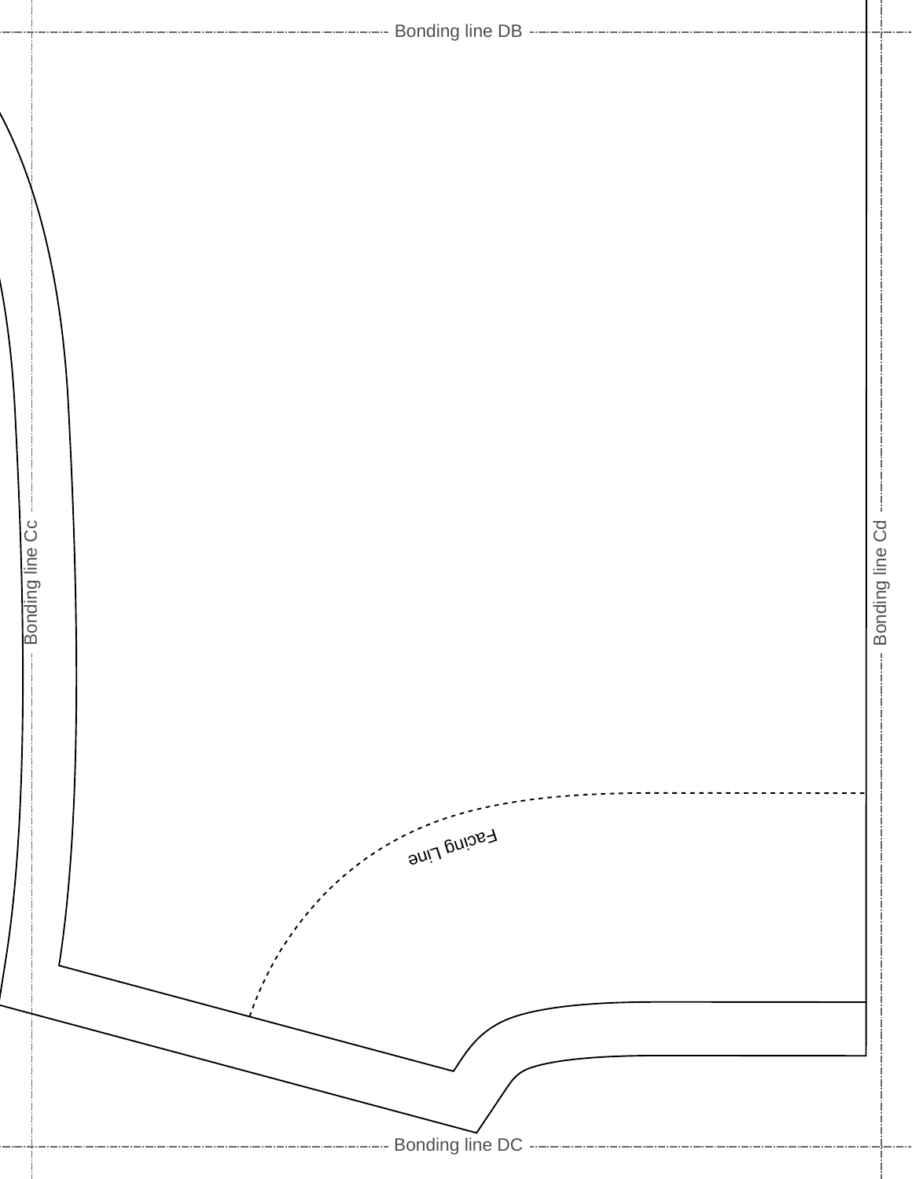Bonding line DB

Bonding line Cc

Bonding line Cd

Facing Line

Bonding line DC